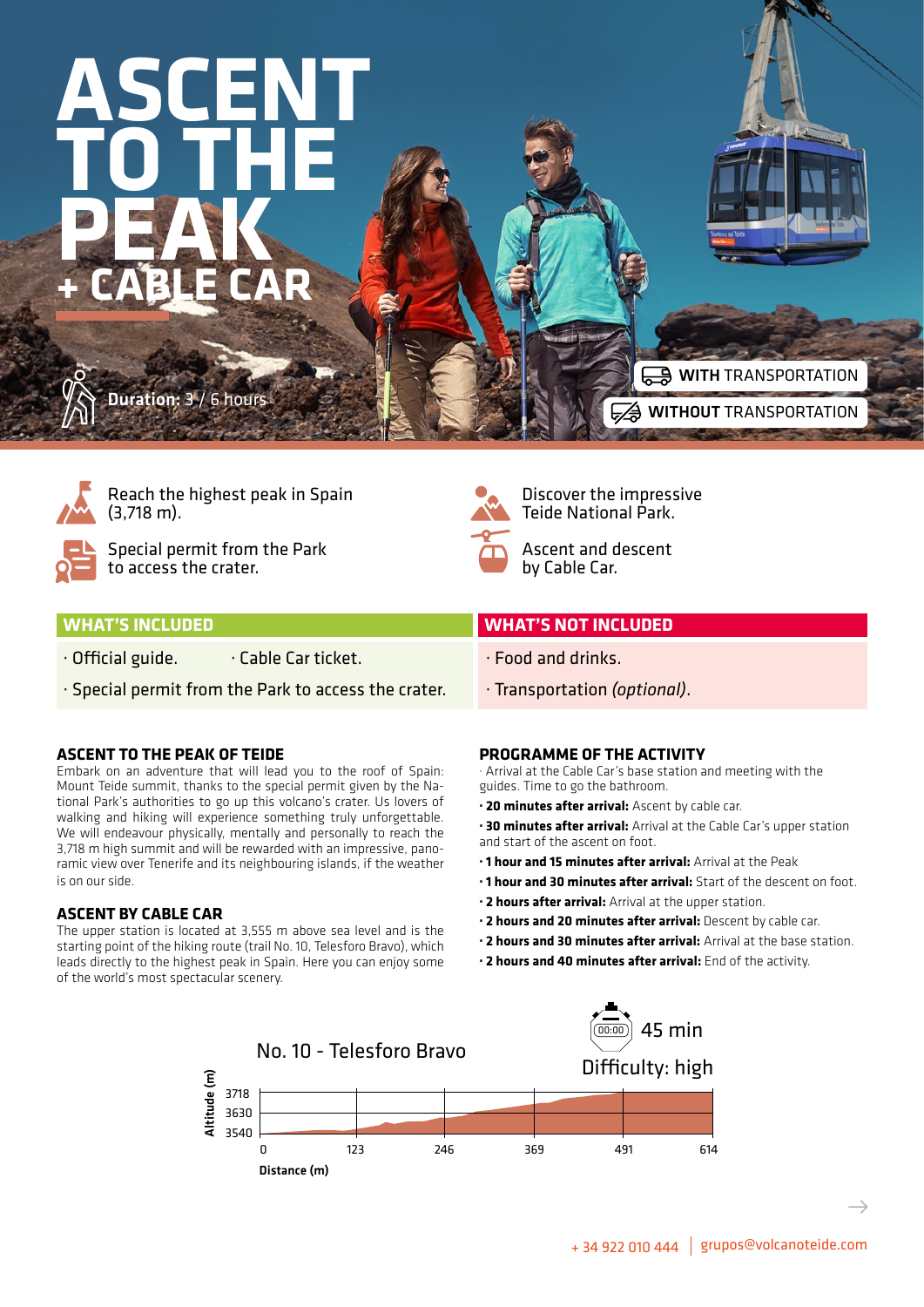# ASCENT TO THE PEAK + CABLE CAR

**Duration:** 3 / 6 hours

WITH TRANSPORTATION

WITHOUT TRANSPORTATION

Reach the highest peak in Spain (3,718 m).

Discover the impressive Teide National Park.

Special permit from the Park to access the crater.

Ascent and descent by Cable Car.

## WHAT'S INCLUDED

- Official guide.
- Cable Car ticket.
- Special permit from the Park to access the crater.

## WHAT'S NOT INCLUDED

- Food and drinks.
- Transportation *(optional)*.

### ASCENT TO THE PEAK OF TEIDE

Embark on an adventure that will lead you to the roof of Spain: Mount Teide summit, thanks to the special permit given by the National Park's authorities to go up this volcano's crater. Us lovers of walking and hiking will experience something truly unforgettable. We will endeavour physically, mentally and personally to reach the 3,718 m high summit and will be rewarded with an impressive, panoramic view over Tenerife and its neighbouring islands, if the weather is on our side.

### ASCENT BY CABLE CAR

The upper station is located at 3,555 m above sea level and is the starting point of the hiking route (trail No. 10, Telesforo Bravo), which leads directly to the highest peak in Spain. Here you can enjoy some of the world's most spectacular scenery.

### PROGRAMME OF THE ACTIVITY

- Arrival at the Cable Car's base station and meeting with the guides. Time to go the bathroom.
- **20 minutes after arrival:** Ascent by cable car.
- **30 minutes after arrival:** Arrival at the Cable Car's upper station and start of the ascent on foot.
- **1 hour and 15 minutes after arrival:** Arrival at the Peak
- **1 hour and 30 minutes after arrival:** Start of the descent on foot.
- **2 hours after arrival:** Arrival at the upper station.
- **2 hours and 20 minutes after arrival:** Descent by cable car.
- **2 hours and 30 minutes after arrival:** Arrival at the base station.
- **2 hours and 40 minutes after arrival:** End of the activity.

No. 10 - Telesforo Bravo

45 min

Difficulty: high

Altitude (m): 3718, 3630, 3540

Distance (m): 0, 123, 246, 369, 491, 614

+ 34 922 010 444 | grupos@volcanoteide.com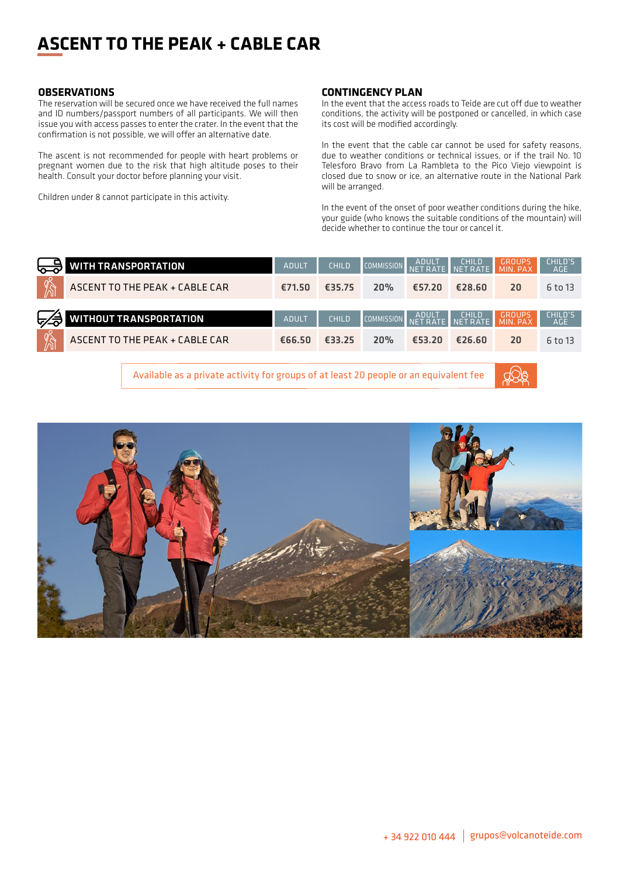# ASCENT TO THE PEAK + CABLE CAR

## OBSERVATIONS

The reservation will be secured once we have received the full names and ID numbers/passport numbers of all participants. We will then issue you with access passes to enter the crater. In the event that the confirmation is not possible, we will offer an alternative date.

The ascent is not recommended for people with heart problems or pregnant women due to the risk that high altitude poses to their health. Consult your doctor before planning your visit.

Children under 8 cannot participate in this activity.

## CONTINGENCY PLAN

In the event that the access roads to Teide are cut off due to weather conditions, the activity will be postponed or cancelled, in which case its cost will be modified accordingly.

In the event that the cable car cannot be used for safety reasons, due to weather conditions or technical issues, or if the trail No. 10 Telesforo Bravo from La Rambleta to the Pico Viejo viewpoint is closed due to snow or ice, an alternative route in the National Park will be arranged.

In the event of the onset of poor weather conditions during the hike, your guide (who knows the suitable conditions of the mountain) will decide whether to continue the tour or cancel it.

| WITH TRANSPORTATION | ADULT | CHILD | COMMISSION | ADULT NET RATE | CHILD NET RATE | GROUPS MIN. PAX | CHILD'S AGE |
|---|---|---|---|---|---|---|---|
| ASCENT TO THE PEAK + CABLE CAR | €71.50 | €35.75 | 20% | €57.20 | €28.60 | 20 | 6 to 13 |

| WITHOUT TRANSPORTATION | ADULT | CHILD | COMMISSION | ADULT NET RATE | CHILD NET RATE | GROUPS MIN. PAX | CHILD'S AGE |
|---|---|---|---|---|---|---|---|
| ASCENT TO THE PEAK + CABLE CAR | €66.50 | €33.25 | 20% | €53.20 | €26.60 | 20 | 6 to 13 |

Available as a private activity for groups of at least 20 people or an equivalent fee

+ 34 922 010 444 | grupos@volcanoteide.com